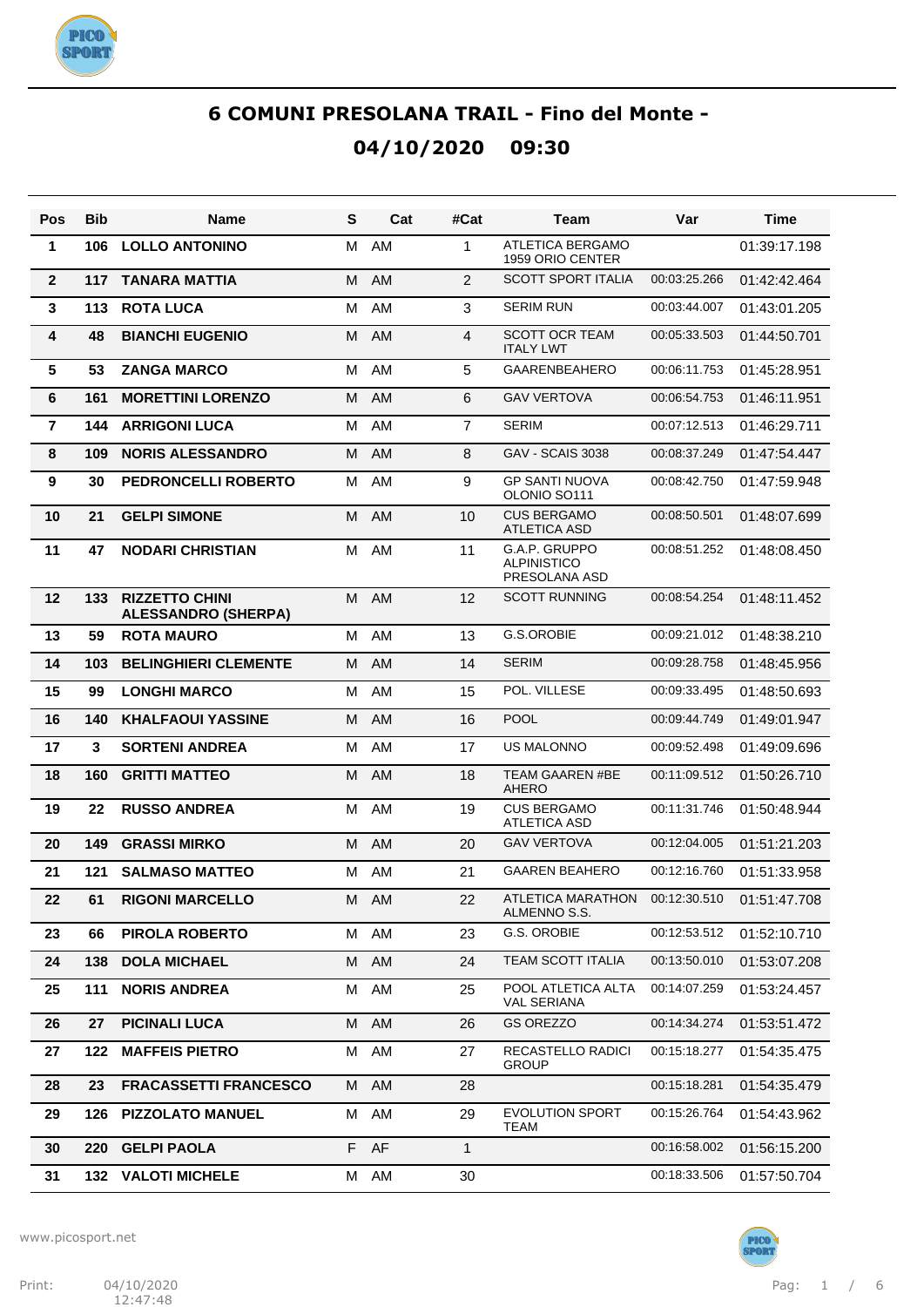# 6 COMUNI PRESOLANA TRAIL - Fino del Monte -

## 04/10/2020 09:30

| Pos | Bib | Name | S | Cat | #Cat | Team | Var | Time |
|---|---|---|---|---|---|---|---|---|
| 1 | 106 | LOLLO ANTONINO | M | AM | 1 | ATLETICA BERGAMO 1959 ORIO CENTER | | 01:39:17.198 |
| 2 | 117 | TANARA MATTIA | M | AM | 2 | SCOTT SPORT ITALIA | 00:03:25.266 | 01:42:42.464 |
| 3 | 113 | ROTA LUCA | M | AM | 3 | SERIM RUN | 00:03:44.007 | 01:43:01.205 |
| 4 | 48 | BIANCHI EUGENIO | M | AM | 4 | SCOTT OCR TEAM ITALY LWT | 00:05:33.503 | 01:44:50.701 |
| 5 | 53 | ZANGA MARCO | M | AM | 5 | GAARENBEAHERO | 00:06:11.753 | 01:45:28.951 |
| 6 | 161 | MORETTINI LORENZO | M | AM | 6 | GAV VERTOVA | 00:06:54.753 | 01:46:11.951 |
| 7 | 144 | ARRIGONI LUCA | M | AM | 7 | SERIM | 00:07:12.513 | 01:46:29.711 |
| 8 | 109 | NORIS ALESSANDRO | M | AM | 8 | GAV - SCAIS 3038 | 00:08:37.249 | 01:47:54.447 |
| 9 | 30 | PEDRONCELLI ROBERTO | M | AM | 9 | GP SANTI NUOVA OLONIO SO111 | 00:08:42.750 | 01:47:59.948 |
| 10 | 21 | GELPI SIMONE | M | AM | 10 | CUS BERGAMO ATLETICA ASD | 00:08:50.501 | 01:48:07.699 |
| 11 | 47 | NODARI CHRISTIAN | M | AM | 11 | G.A.P. GRUPPO ALPINISTICO PRESOLANA ASD | 00:08:51.252 | 01:48:08.450 |
| 12 | 133 | RIZZETTO CHINI ALESSANDRO (SHERPA) | M | AM | 12 | SCOTT RUNNING | 00:08:54.254 | 01:48:11.452 |
| 13 | 59 | ROTA MAURO | M | AM | 13 | G.S.OROBIE | 00:09:21.012 | 01:48:38.210 |
| 14 | 103 | BELINGHIERI CLEMENTE | M | AM | 14 | SERIM | 00:09:28.758 | 01:48:45.956 |
| 15 | 99 | LONGHI MARCO | M | AM | 15 | POL. VILLESE | 00:09:33.495 | 01:48:50.693 |
| 16 | 140 | KHALFAOUI YASSINE | M | AM | 16 | POOL | 00:09:44.749 | 01:49:01.947 |
| 17 | 3 | SORTENI ANDREA | M | AM | 17 | US MALONNO | 00:09:52.498 | 01:49:09.696 |
| 18 | 160 | GRITTI MATTEO | M | AM | 18 | TEAM GAAREN #BE AHERO | 00:11:09.512 | 01:50:26.710 |
| 19 | 22 | RUSSO ANDREA | M | AM | 19 | CUS BERGAMO ATLETICA ASD | 00:11:31.746 | 01:50:48.944 |
| 20 | 149 | GRASSI MIRKO | M | AM | 20 | GAV VERTOVA | 00:12:04.005 | 01:51:21.203 |
| 21 | 121 | SALMASO MATTEO | M | AM | 21 | GAAREN BEAHERO | 00:12:16.760 | 01:51:33.958 |
| 22 | 61 | RIGONI MARCELLO | M | AM | 22 | ATLETICA MARATHON ALMENNO S.S. | 00:12:30.510 | 01:51:47.708 |
| 23 | 66 | PIROLA ROBERTO | M | AM | 23 | G.S. OROBIE | 00:12:53.512 | 01:52:10.710 |
| 24 | 138 | DOLA MICHAEL | M | AM | 24 | TEAM SCOTT ITALIA | 00:13:50.010 | 01:53:07.208 |
| 25 | 111 | NORIS ANDREA | M | AM | 25 | POOL ATLETICA ALTA VAL SERIANA | 00:14:07.259 | 01:53:24.457 |
| 26 | 27 | PICINALI LUCA | M | AM | 26 | GS OREZZO | 00:14:34.274 | 01:53:51.472 |
| 27 | 122 | MAFFEIS PIETRO | M | AM | 27 | RECASTELLO RADICI GROUP | 00:15:18.277 | 01:54:35.475 |
| 28 | 23 | FRACASSETTI FRANCESCO | M | AM | 28 | | 00:15:18.281 | 01:54:35.479 |
| 29 | 126 | PIZZOLATO MANUEL | M | AM | 29 | EVOLUTION SPORT TEAM | 00:15:26.764 | 01:54:43.962 |
| 30 | 220 | GELPI PAOLA | F | AF | 1 | | 00:16:58.002 | 01:56:15.200 |
| 31 | 132 | VALOTI MICHELE | M | AM | 30 | | 00:18:33.506 | 01:57:50.704 |

www.picosport.net

Print: 04/10/2020 12:47:48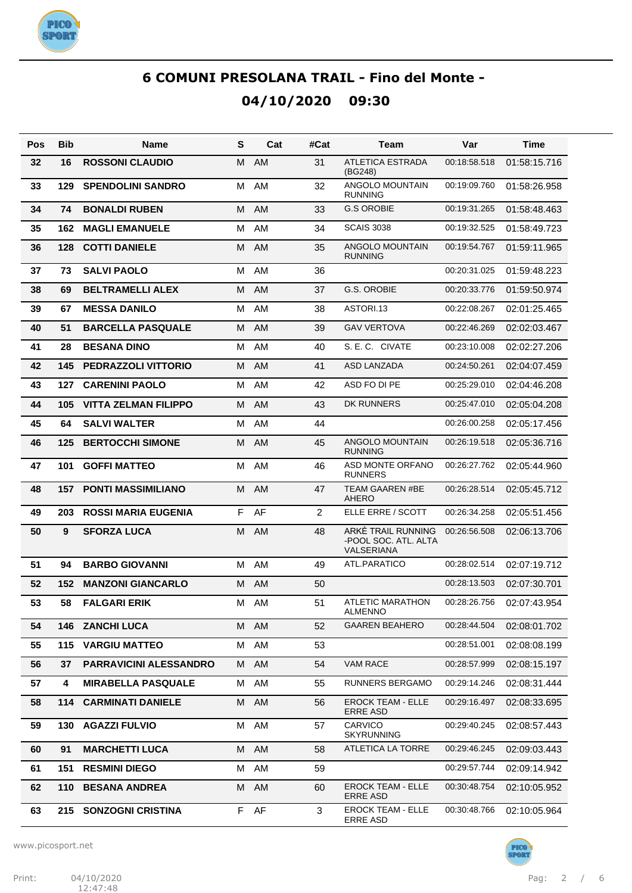# 6 COMUNI PRESOLANA TRAIL - Fino del Monte -

## 04/10/2020 09:30

| Pos | Bib | Name | S | Cat | #Cat | Team | Var | Time |
|---|---|---|---|---|---|---|---|---|
| 32 | 16 | ROSSONI CLAUDIO | M | AM | 31 | ATLETICA ESTRADA (BG248) | 00:18:58.518 | 01:58:15.716 |
| 33 | 129 | SPENDOLINI SANDRO | M | AM | 32 | ANGOLO MOUNTAIN RUNNING | 00:19:09.760 | 01:58:26.958 |
| 34 | 74 | BONALDI RUBEN | M | AM | 33 | G.S OROBIE | 00:19:31.265 | 01:58:48.463 |
| 35 | 162 | MAGLI EMANUELE | M | AM | 34 | SCAIS 3038 | 00:19:32.525 | 01:58:49.723 |
| 36 | 128 | COTTI DANIELE | M | AM | 35 | ANGOLO MOUNTAIN RUNNING | 00:19:54.767 | 01:59:11.965 |
| 37 | 73 | SALVI PAOLO | M | AM | 36 | | 00:20:31.025 | 01:59:48.223 |
| 38 | 69 | BELTRAMELLI ALEX | M | AM | 37 | G.S. OROBIE | 00:20:33.776 | 01:59:50.974 |
| 39 | 67 | MESSA DANILO | M | AM | 38 | ASTORI.13 | 00:22:08.267 | 02:01:25.465 |
| 40 | 51 | BARCELLA PASQUALE | M | AM | 39 | GAV VERTOVA | 00:22:46.269 | 02:02:03.467 |
| 41 | 28 | BESANA DINO | M | AM | 40 | S. E. C. CIVATE | 00:23:10.008 | 02:02:27.206 |
| 42 | 145 | PEDRAZZOLI VITTORIO | M | AM | 41 | ASD LANZADA | 00:24:50.261 | 02:04:07.459 |
| 43 | 127 | CARENINI PAOLO | M | AM | 42 | ASD FO DI PE | 00:25:29.010 | 02:04:46.208 |
| 44 | 105 | VITTA ZELMAN FILIPPO | M | AM | 43 | DK RUNNERS | 00:25:47.010 | 02:05:04.208 |
| 45 | 64 | SALVI WALTER | M | AM | 44 | | 00:26:00.258 | 02:05:17.456 |
| 46 | 125 | BERTOCCHI SIMONE | M | AM | 45 | ANGOLO MOUNTAIN RUNNING | 00:26:19.518 | 02:05:36.716 |
| 47 | 101 | GOFFI MATTEO | M | AM | 46 | ASD MONTE ORFANO RUNNERS | 00:26:27.762 | 02:05:44.960 |
| 48 | 157 | PONTI MASSIMILIANO | M | AM | 47 | TEAM GAAREN #BE AHERO | 00:26:28.514 | 02:05:45.712 |
| 49 | 203 | ROSSI MARIA EUGENIA | F | AF | 2 | ELLE ERRE / SCOTT | 00:26:34.258 | 02:05:51.456 |
| 50 | 9 | SFORZA LUCA | M | AM | 48 | ARKÈ TRAIL RUNNING -POOL SOC. ATL. ALTA VALSERIANA | 00:26:56.508 | 02:06:13.706 |
| 51 | 94 | BARBO GIOVANNI | M | AM | 49 | ATL.PARATICO | 00:28:02.514 | 02:07:19.712 |
| 52 | 152 | MANZONI GIANCARLO | M | AM | 50 | | 00:28:13.503 | 02:07:30.701 |
| 53 | 58 | FALGARI ERIK | M | AM | 51 | ATLETIC MARATHON ALMENNO | 00:28:26.756 | 02:07:43.954 |
| 54 | 146 | ZANCHI LUCA | M | AM | 52 | GAAREN BEAHERO | 00:28:44.504 | 02:08:01.702 |
| 55 | 115 | VARGIU MATTEO | M | AM | 53 | | 00:28:51.001 | 02:08:08.199 |
| 56 | 37 | PARRAVICINI ALESSANDRO | M | AM | 54 | VAM RACE | 00:28:57.999 | 02:08:15.197 |
| 57 | 4 | MIRABELLA PASQUALE | M | AM | 55 | RUNNERS BERGAMO | 00:29:14.246 | 02:08:31.444 |
| 58 | 114 | CARMINATI DANIELE | M | AM | 56 | EROCK TEAM - ELLE ERRE ASD | 00:29:16.497 | 02:08:33.695 |
| 59 | 130 | AGAZZI FULVIO | M | AM | 57 | CARVICO SKYRUNNING | 00:29:40.245 | 02:08:57.443 |
| 60 | 91 | MARCHETTI LUCA | M | AM | 58 | ATLETICA LA TORRE | 00:29:46.245 | 02:09:03.443 |
| 61 | 151 | RESMINI DIEGO | M | AM | 59 | | 00:29:57.744 | 02:09:14.942 |
| 62 | 110 | BESANA ANDREA | M | AM | 60 | EROCK TEAM - ELLE ERRE ASD | 00:30:48.754 | 02:10:05.952 |
| 63 | 215 | SONZOGNI CRISTINA | F | AF | 3 | EROCK TEAM - ELLE ERRE ASD | 00:30:48.766 | 02:10:05.964 |

www.picosport.net

Print: 04/10/2020 12:47:48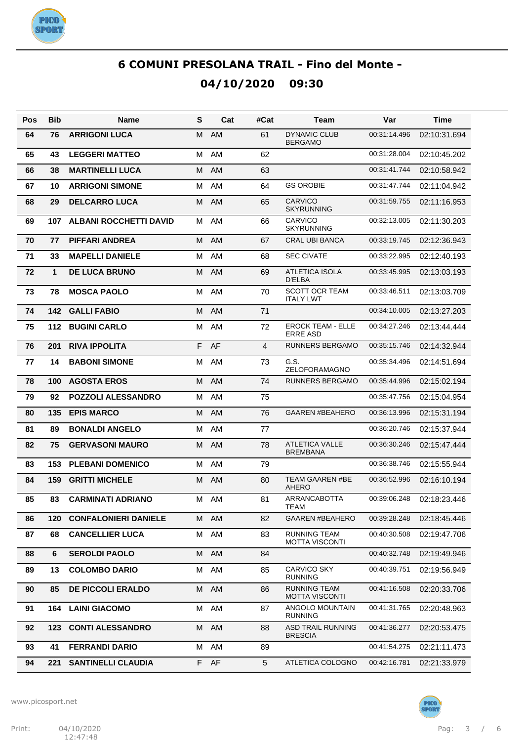# 6 COMUNI PRESOLANA TRAIL - Fino del Monte -

## 04/10/2020 09:30

| Pos | Bib | Name | S | Cat | #Cat | Team | Var | Time |
|---|---|---|---|---|---|---|---|---|
| 64 | 76 | **ARRIGONI LUCA** | M | AM | 61 | DYNAMIC CLUB BERGAMO | 00:31:14.496 | 02:10:31.694 |
| 65 | 43 | **LEGGERI MATTEO** | M | AM | 62 | | 00:31:28.004 | 02:10:45.202 |
| 66 | 38 | **MARTINELLI LUCA** | M | AM | 63 | | 00:31:41.744 | 02:10:58.942 |
| 67 | 10 | **ARRIGONI SIMONE** | M | AM | 64 | GS OROBIE | 00:31:47.744 | 02:11:04.942 |
| 68 | 29 | **DELCARRO LUCA** | M | AM | 65 | CARVICO SKYRUNNING | 00:31:59.755 | 02:11:16.953 |
| 69 | 107 | **ALBANI ROCCHETTI DAVID** | M | AM | 66 | CARVICO SKYRUNNING | 00:32:13.005 | 02:11:30.203 |
| 70 | 77 | **PIFFARI ANDREA** | M | AM | 67 | CRAL UBI BANCA | 00:33:19.745 | 02:12:36.943 |
| 71 | 33 | **MAPELLI DANIELE** | M | AM | 68 | SEC CIVATE | 00:33:22.995 | 02:12:40.193 |
| 72 | 1 | **DE LUCA BRUNO** | M | AM | 69 | ATLETICA ISOLA D'ELBA | 00:33:45.995 | 02:13:03.193 |
| 73 | 78 | **MOSCA PAOLO** | M | AM | 70 | SCOTT OCR TEAM ITALY LWT | 00:33:46.511 | 02:13:03.709 |
| 74 | 142 | **GALLI FABIO** | M | AM | 71 | | 00:34:10.005 | 02:13:27.203 |
| 75 | 112 | **BUGINI CARLO** | M | AM | 72 | EROCK TEAM - ELLE ERRE ASD | 00:34:27.246 | 02:13:44.444 |
| 76 | 201 | **RIVA IPPOLITA** | F | AF | 4 | RUNNERS BERGAMO | 00:35:15.746 | 02:14:32.944 |
| 77 | 14 | **BABONI SIMONE** | M | AM | 73 | G.S. ZELOFORAMAGNO | 00:35:34.496 | 02:14:51.694 |
| 78 | 100 | **AGOSTA EROS** | M | AM | 74 | RUNNERS BERGAMO | 00:35:44.996 | 02:15:02.194 |
| 79 | 92 | **POZZOLI ALESSANDRO** | M | AM | 75 | | 00:35:47.756 | 02:15:04.954 |
| 80 | 135 | **EPIS MARCO** | M | AM | 76 | GAAREN #BEAHERO | 00:36:13.996 | 02:15:31.194 |
| 81 | 89 | **BONALDI ANGELO** | M | AM | 77 | | 00:36:20.746 | 02:15:37.944 |
| 82 | 75 | **GERVASONI MAURO** | M | AM | 78 | ATLETICA VALLE BREMBANA | 00:36:30.246 | 02:15:47.444 |
| 83 | 153 | **PLEBANI DOMENICO** | M | AM | 79 | | 00:36:38.746 | 02:15:55.944 |
| 84 | 159 | **GRITTI MICHELE** | M | AM | 80 | TEAM GAAREN #BE AHERO | 00:36:52.996 | 02:16:10.194 |
| 85 | 83 | **CARMINATI ADRIANO** | M | AM | 81 | ARRANCABOTTA TEAM | 00:39:06.248 | 02:18:23.446 |
| 86 | 120 | **CONFALONIERI DANIELE** | M | AM | 82 | GAAREN #BEAHERO | 00:39:28.248 | 02:18:45.446 |
| 87 | 68 | **CANCELLIER LUCA** | M | AM | 83 | RUNNING TEAM MOTTA VISCONTI | 00:40:30.508 | 02:19:47.706 |
| 88 | 6 | **SEROLDI PAOLO** | M | AM | 84 | | 00:40:32.748 | 02:19:49.946 |
| 89 | 13 | **COLOMBO DARIO** | M | AM | 85 | CARVICO SKY RUNNING | 00:40:39.751 | 02:19:56.949 |
| 90 | 85 | **DE PICCOLI ERALDO** | M | AM | 86 | RUNNING TEAM MOTTA VISCONTI | 00:41:16.508 | 02:20:33.706 |
| 91 | 164 | **LAINI GIACOMO** | M | AM | 87 | ANGOLO MOUNTAIN RUNNING | 00:41:31.765 | 02:20:48.963 |
| 92 | 123 | **CONTI ALESSANDRO** | M | AM | 88 | ASD TRAIL RUNNING BRESCIA | 00:41:36.277 | 02:20:53.475 |
| 93 | 41 | **FERRANDI DARIO** | M | AM | 89 | | 00:41:54.275 | 02:21:11.473 |
| 94 | 221 | **SANTINELLI CLAUDIA** | F | AF | 5 | ATLETICA COLOGNO | 00:42:16.781 | 02:21:33.979 |

www.picosport.net

Print: 04/10/2020 12:47:48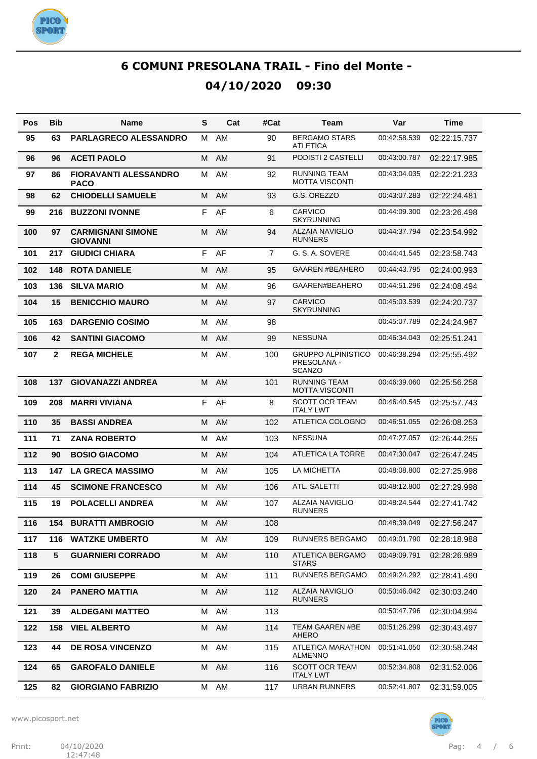# 6 COMUNI PRESOLANA TRAIL - Fino del Monte -

## 04/10/2020 09:30

| Pos | Bib | Name | S | Cat | #Cat | Team | Var | Time |
|---|---|---|---|---|---|---|---|---|
| 95 | 63 | **PARLAGRECO ALESSANDRO** | M | AM | 90 | BERGAMO STARS ATLETICA | 00:42:58.539 | 02:22:15.737 |
| 96 | 96 | **ACETI PAOLO** | M | AM | 91 | PODISTI 2 CASTELLI | 00:43:00.787 | 02:22:17.985 |
| 97 | 86 | **FIORAVANTI ALESSANDRO PACO** | M | AM | 92 | RUNNING TEAM MOTTA VISCONTI | 00:43:04.035 | 02:22:21.233 |
| 98 | 62 | **CHIODELLI SAMUELE** | M | AM | 93 | G.S. OREZZO | 00:43:07.283 | 02:22:24.481 |
| 99 | 216 | **BUZZONI IVONNE** | F | AF | 6 | CARVICO SKYRUNNING | 00:44:09.300 | 02:23:26.498 |
| 100 | 97 | **CARMIGNANI SIMONE GIOVANNI** | M | AM | 94 | ALZAIA NAVIGLIO RUNNERS | 00:44:37.794 | 02:23:54.992 |
| 101 | 217 | **GIUDICI CHIARA** | F | AF | 7 | G. S. A. SOVERE | 00:44:41.545 | 02:23:58.743 |
| 102 | 148 | **ROTA DANIELE** | M | AM | 95 | GAAREN #BEAHERO | 00:44:43.795 | 02:24:00.993 |
| 103 | 136 | **SILVA MARIO** | M | AM | 96 | GAAREN#BEAHERO | 00:44:51.296 | 02:24:08.494 |
| 104 | 15 | **BENICCHIO MAURO** | M | AM | 97 | CARVICO SKYRUNNING | 00:45:03.539 | 02:24:20.737 |
| 105 | 163 | **DARGENIO COSIMO** | M | AM | 98 | | 00:45:07.789 | 02:24:24.987 |
| 106 | 42 | **SANTINI GIACOMO** | M | AM | 99 | NESSUNA | 00:46:34.043 | 02:25:51.241 |
| 107 | 2 | **REGA MICHELE** | M | AM | 100 | GRUPPO ALPINISTICO PRESOLANA - SCANZO | 00:46:38.294 | 02:25:55.492 |
| 108 | 137 | **GIOVANAZZI ANDREA** | M | AM | 101 | RUNNING TEAM MOTTA VISCONTI | 00:46:39.060 | 02:25:56.258 |
| 109 | 208 | **MARRI VIVIANA** | F | AF | 8 | SCOTT OCR TEAM ITALY LWT | 00:46:40.545 | 02:25:57.743 |
| 110 | 35 | **BASSI ANDREA** | M | AM | 102 | ATLETICA COLOGNO | 00:46:51.055 | 02:26:08.253 |
| 111 | 71 | **ZANA ROBERTO** | M | AM | 103 | NESSUNA | 00:47:27.057 | 02:26:44.255 |
| 112 | 90 | **BOSIO GIACOMO** | M | AM | 104 | ATLETICA LA TORRE | 00:47:30.047 | 02:26:47.245 |
| 113 | 147 | **LA GRECA MASSIMO** | M | AM | 105 | LA MICHETTA | 00:48:08.800 | 02:27:25.998 |
| 114 | 45 | **SCIMONE FRANCESCO** | M | AM | 106 | ATL. SALETTI | 00:48:12.800 | 02:27:29.998 |
| 115 | 19 | **POLACELLI ANDREA** | M | AM | 107 | ALZAIA NAVIGLIO RUNNERS | 00:48:24.544 | 02:27:41.742 |
| 116 | 154 | **BURATTI AMBROGIO** | M | AM | 108 | | 00:48:39.049 | 02:27:56.247 |
| 117 | 116 | **WATZKE UMBERTO** | M | AM | 109 | RUNNERS BERGAMO | 00:49:01.790 | 02:28:18.988 |
| 118 | 5 | **GUARNIERI CORRADO** | M | AM | 110 | ATLETICA BERGAMO STARS | 00:49:09.791 | 02:28:26.989 |
| 119 | 26 | **COMI GIUSEPPE** | M | AM | 111 | RUNNERS BERGAMO | 00:49:24.292 | 02:28:41.490 |
| 120 | 24 | **PANERO MATTIA** | M | AM | 112 | ALZAIA NAVIGLIO RUNNERS | 00:50:46.042 | 02:30:03.240 |
| 121 | 39 | **ALDEGANI MATTEO** | M | AM | 113 | | 00:50:47.796 | 02:30:04.994 |
| 122 | 158 | **VIEL ALBERTO** | M | AM | 114 | TEAM GAAREN #BE AHERO | 00:51:26.299 | 02:30:43.497 |
| 123 | 44 | **DE ROSA VINCENZO** | M | AM | 115 | ATLETICA MARATHON ALMENNO | 00:51:41.050 | 02:30:58.248 |
| 124 | 65 | **GAROFALO DANIELE** | M | AM | 116 | SCOTT OCR TEAM ITALY LWT | 00:52:34.808 | 02:31:52.006 |
| 125 | 82 | **GIORGIANO FABRIZIO** | M | AM | 117 | URBAN RUNNERS | 00:52:41.807 | 02:31:59.005 |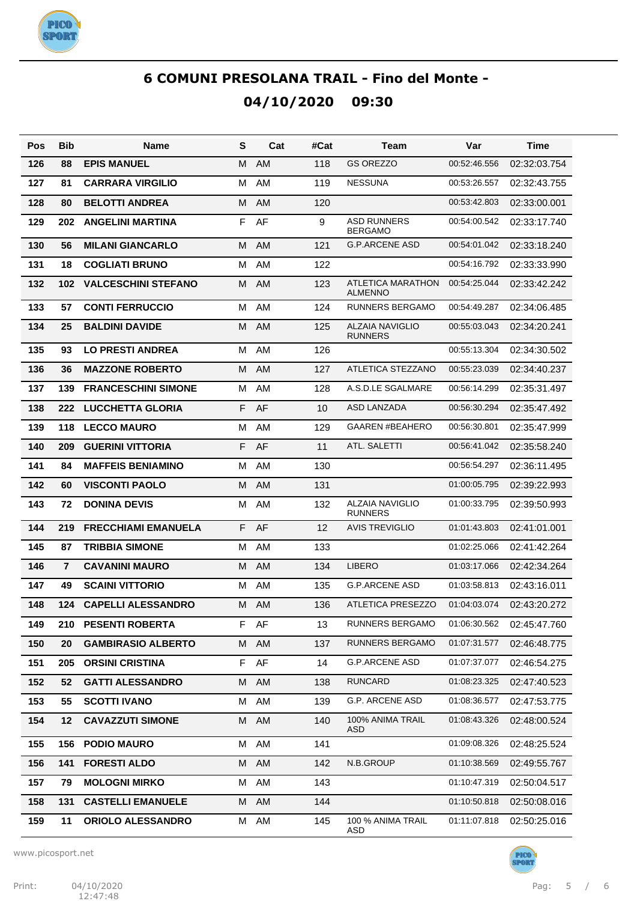# 6 COMUNI PRESOLANA TRAIL - Fino del Monte -

## 04/10/2020 09:30

| Pos | Bib | Name | S | Cat | #Cat | Team | Var | Time |
|---|---|---|---|---|---|---|---|---|
| 126 | 88 | **EPIS MANUEL** | M | AM | 118 | GS OREZZO | 00:52:46.556 | 02:32:03.754 |
| 127 | 81 | **CARRARA VIRGILIO** | M | AM | 119 | NESSUNA | 00:53:26.557 | 02:32:43.755 |
| 128 | 80 | **BELOTTI ANDREA** | M | AM | 120 | | 00:53:42.803 | 02:33:00.001 |
| 129 | 202 | **ANGELINI MARTINA** | F | AF | 9 | ASD RUNNERS BERGAMO | 00:54:00.542 | 02:33:17.740 |
| 130 | 56 | **MILANI GIANCARLO** | M | AM | 121 | G.P.ARCENE ASD | 00:54:01.042 | 02:33:18.240 |
| 131 | 18 | **COGLIATI BRUNO** | M | AM | 122 | | 00:54:16.792 | 02:33:33.990 |
| 132 | 102 | **VALCESCHINI STEFANO** | M | AM | 123 | ATLETICA MARATHON ALMENNO | 00:54:25.044 | 02:33:42.242 |
| 133 | 57 | **CONTI FERRUCCIO** | M | AM | 124 | RUNNERS BERGAMO | 00:54:49.287 | 02:34:06.485 |
| 134 | 25 | **BALDINI DAVIDE** | M | AM | 125 | ALZAIA NAVIGLIO RUNNERS | 00:55:03.043 | 02:34:20.241 |
| 135 | 93 | **LO PRESTI ANDREA** | M | AM | 126 | | 00:55:13.304 | 02:34:30.502 |
| 136 | 36 | **MAZZONE ROBERTO** | M | AM | 127 | ATLETICA STEZZANO | 00:55:23.039 | 02:34:40.237 |
| 137 | 139 | **FRANCESCHINI SIMONE** | M | AM | 128 | A.S.D.LE SGALMARE | 00:56:14.299 | 02:35:31.497 |
| 138 | 222 | **LUCCHETTA GLORIA** | F | AF | 10 | ASD LANZADA | 00:56:30.294 | 02:35:47.492 |
| 139 | 118 | **LECCO MAURO** | M | AM | 129 | GAAREN #BEAHERO | 00:56:30.801 | 02:35:47.999 |
| 140 | 209 | **GUERINI VITTORIA** | F | AF | 11 | ATL. SALETTI | 00:56:41.042 | 02:35:58.240 |
| 141 | 84 | **MAFFEIS BENIAMINO** | M | AM | 130 | | 00:56:54.297 | 02:36:11.495 |
| 142 | 60 | **VISCONTI PAOLO** | M | AM | 131 | | 01:00:05.795 | 02:39:22.993 |
| 143 | 72 | **DONINA DEVIS** | M | AM | 132 | ALZAIA NAVIGLIO RUNNERS | 01:00:33.795 | 02:39:50.993 |
| 144 | 219 | **FRECCHIAMI EMANUELA** | F | AF | 12 | AVIS TREVIGLIO | 01:01:43.803 | 02:41:01.001 |
| 145 | 87 | **TRIBBIA SIMONE** | M | AM | 133 | | 01:02:25.066 | 02:41:42.264 |
| 146 | 7 | **CAVANINI MAURO** | M | AM | 134 | LIBERO | 01:03:17.066 | 02:42:34.264 |
| 147 | 49 | **SCAINI VITTORIO** | M | AM | 135 | G.P.ARCENE ASD | 01:03:58.813 | 02:43:16.011 |
| 148 | 124 | **CAPELLI ALESSANDRO** | M | AM | 136 | ATLETICA PRESEZZO | 01:04:03.074 | 02:43:20.272 |
| 149 | 210 | **PESENTI ROBERTA** | F | AF | 13 | RUNNERS BERGAMO | 01:06:30.562 | 02:45:47.760 |
| 150 | 20 | **GAMBIRASIO ALBERTO** | M | AM | 137 | RUNNERS BERGAMO | 01:07:31.577 | 02:46:48.775 |
| 151 | 205 | **ORSINI CRISTINA** | F | AF | 14 | G.P.ARCENE ASD | 01:07:37.077 | 02:46:54.275 |
| 152 | 52 | **GATTI ALESSANDRO** | M | AM | 138 | RUNCARD | 01:08:23.325 | 02:47:40.523 |
| 153 | 55 | **SCOTTI IVANO** | M | AM | 139 | G.P. ARCENE ASD | 01:08:36.577 | 02:47:53.775 |
| 154 | 12 | **CAVAZZUTI SIMONE** | M | AM | 140 | 100% ANIMA TRAIL ASD | 01:08:43.326 | 02:48:00.524 |
| 155 | 156 | **PODIO MAURO** | M | AM | 141 | | 01:09:08.326 | 02:48:25.524 |
| 156 | 141 | **FORESTI ALDO** | M | AM | 142 | N.B.GROUP | 01:10:38.569 | 02:49:55.767 |
| 157 | 79 | **MOLOGNI MIRKO** | M | AM | 143 | | 01:10:47.319 | 02:50:04.517 |
| 158 | 131 | **CASTELLI EMANUELE** | M | AM | 144 | | 01:10:50.818 | 02:50:08.016 |
| 159 | 11 | **ORIOLO ALESSANDRO** | M | AM | 145 | 100 % ANIMA TRAIL ASD | 01:11:07.818 | 02:50:25.016 |

www.picosport.net

Print: 04/10/2020 12:47:48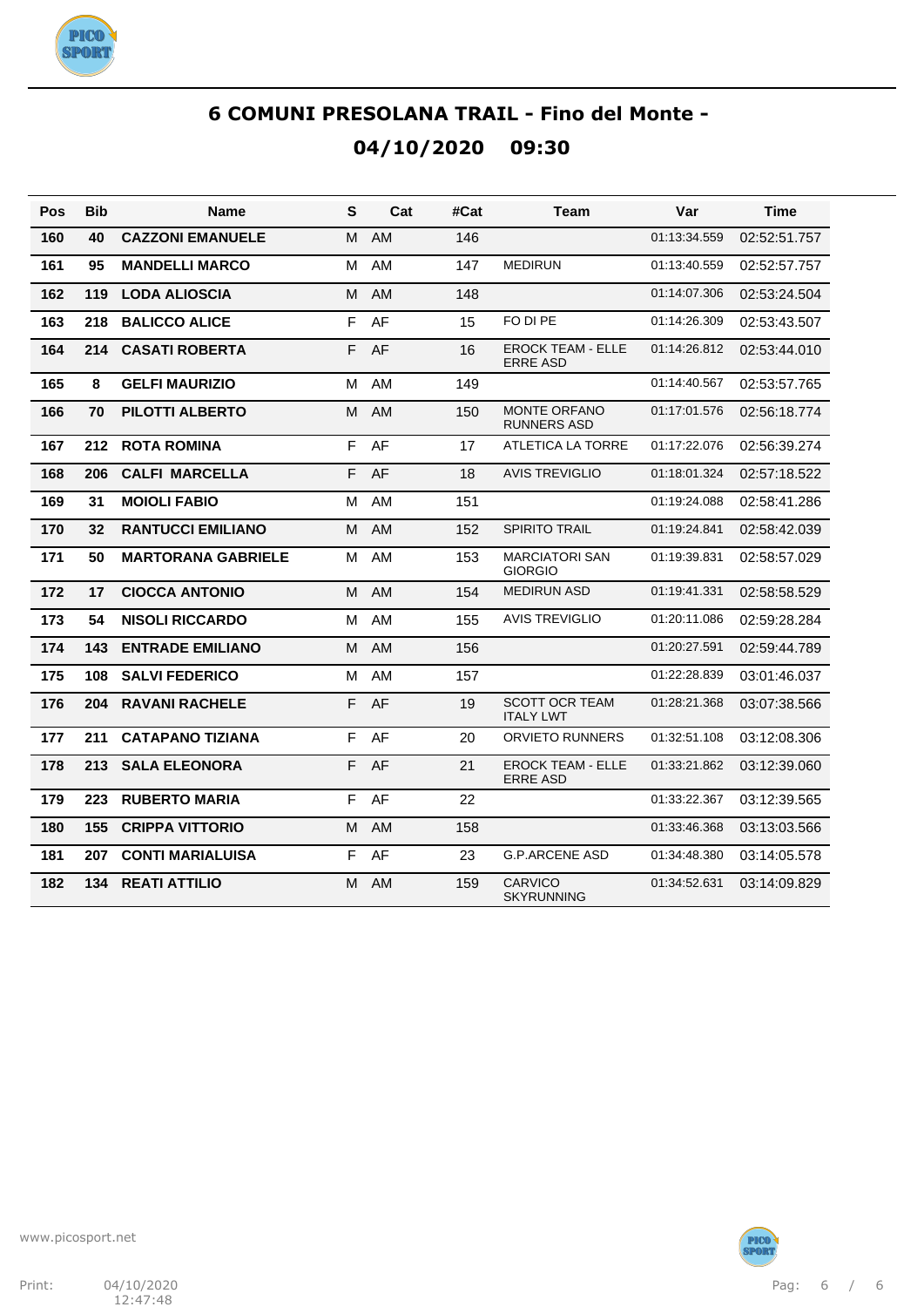# 6 COMUNI PRESOLANA TRAIL - Fino del Monte -

## 04/10/2020 09:30

| Pos | Bib | Name | S | Cat | #Cat | Team | Var | Time |
|---|---|---|---|---|---|---|---|---|
| 160 | 40 | CAZZONI EMANUELE | M | AM | 146 | | 01:13:34.559 | 02:52:51.757 |
| 161 | 95 | MANDELLI MARCO | M | AM | 147 | MEDIRUN | 01:13:40.559 | 02:52:57.757 |
| 162 | 119 | LODA ALIOSCIA | M | AM | 148 | | 01:14:07.306 | 02:53:24.504 |
| 163 | 218 | BALICCO ALICE | F | AF | 15 | FO DI PE | 01:14:26.309 | 02:53:43.507 |
| 164 | 214 | CASATI ROBERTA | F | AF | 16 | EROCK TEAM - ELLE ERRE ASD | 01:14:26.812 | 02:53:44.010 |
| 165 | 8 | GELFI MAURIZIO | M | AM | 149 | | 01:14:40.567 | 02:53:57.765 |
| 166 | 70 | PILOTTI ALBERTO | M | AM | 150 | MONTE ORFANO RUNNERS ASD | 01:17:01.576 | 02:56:18.774 |
| 167 | 212 | ROTA ROMINA | F | AF | 17 | ATLETICA LA TORRE | 01:17:22.076 | 02:56:39.274 |
| 168 | 206 | CALFI MARCELLA | F | AF | 18 | AVIS TREVIGLIO | 01:18:01.324 | 02:57:18.522 |
| 169 | 31 | MOIOLI FABIO | M | AM | 151 | | 01:19:24.088 | 02:58:41.286 |
| 170 | 32 | RANTUCCI EMILIANO | M | AM | 152 | SPIRITO TRAIL | 01:19:24.841 | 02:58:42.039 |
| 171 | 50 | MARTORANA GABRIELE | M | AM | 153 | MARCIATORI SAN GIORGIO | 01:19:39.831 | 02:58:57.029 |
| 172 | 17 | CIOCCA ANTONIO | M | AM | 154 | MEDIRUN ASD | 01:19:41.331 | 02:58:58.529 |
| 173 | 54 | NISOLI RICCARDO | M | AM | 155 | AVIS TREVIGLIO | 01:20:11.086 | 02:59:28.284 |
| 174 | 143 | ENTRADE EMILIANO | M | AM | 156 | | 01:20:27.591 | 02:59:44.789 |
| 175 | 108 | SALVI FEDERICO | M | AM | 157 | | 01:22:28.839 | 03:01:46.037 |
| 176 | 204 | RAVANI RACHELE | F | AF | 19 | SCOTT OCR TEAM ITALY LWT | 01:28:21.368 | 03:07:38.566 |
| 177 | 211 | CATAPANO TIZIANA | F | AF | 20 | ORVIETO RUNNERS | 01:32:51.108 | 03:12:08.306 |
| 178 | 213 | SALA ELEONORA | F | AF | 21 | EROCK TEAM - ELLE ERRE ASD | 01:33:21.862 | 03:12:39.060 |
| 179 | 223 | RUBERTO MARIA | F | AF | 22 | | 01:33:22.367 | 03:12:39.565 |
| 180 | 155 | CRIPPA VITTORIO | M | AM | 158 | | 01:33:46.368 | 03:13:03.566 |
| 181 | 207 | CONTI MARIALUISA | F | AF | 23 | G.P.ARCENE ASD | 01:34:48.380 | 03:14:05.578 |
| 182 | 134 | REATI ATTILIO | M | AM | 159 | CARVICO SKYRUNNING | 01:34:52.631 | 03:14:09.829 |

www.picosport.net

Print: 04/10/2020 12:47:48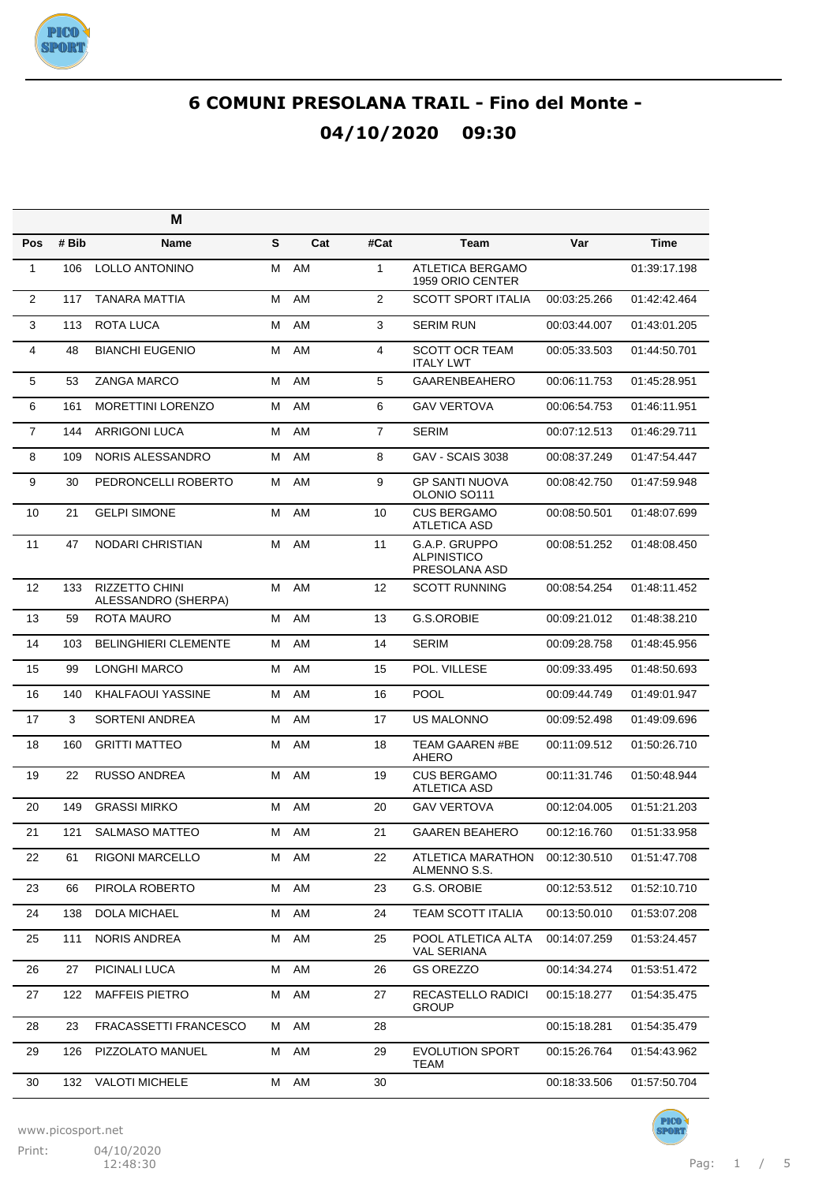# 6 COMUNI PRESOLANA TRAIL - Fino del Monte - 04/10/2020 09:30

| | | M | | | | | | |
|---|---|---|---|---|---|---|---|---|
| Pos | # Bib | Name | S | Cat | #Cat | Team | Var | Time |
| 1 | 106 | LOLLO ANTONINO | M | AM | 1 | ATLETICA BERGAMO 1959 ORIO CENTER | | 01:39:17.198 |
| 2 | 117 | TANARA MATTIA | M | AM | 2 | SCOTT SPORT ITALIA | 00:03:25.266 | 01:42:42.464 |
| 3 | 113 | ROTA LUCA | M | AM | 3 | SERIM RUN | 00:03:44.007 | 01:43:01.205 |
| 4 | 48 | BIANCHI EUGENIO | M | AM | 4 | SCOTT OCR TEAM ITALY LWT | 00:05:33.503 | 01:44:50.701 |
| 5 | 53 | ZANGA MARCO | M | AM | 5 | GAARENBEAHERO | 00:06:11.753 | 01:45:28.951 |
| 6 | 161 | MORETTINI LORENZO | M | AM | 6 | GAV VERTOVA | 00:06:54.753 | 01:46:11.951 |
| 7 | 144 | ARRIGONI LUCA | M | AM | 7 | SERIM | 00:07:12.513 | 01:46:29.711 |
| 8 | 109 | NORIS ALESSANDRO | M | AM | 8 | GAV - SCAIS 3038 | 00:08:37.249 | 01:47:54.447 |
| 9 | 30 | PEDRONCELLI ROBERTO | M | AM | 9 | GP SANTI NUOVA OLONIO SO111 | 00:08:42.750 | 01:47:59.948 |
| 10 | 21 | GELPI SIMONE | M | AM | 10 | CUS BERGAMO ATLETICA ASD | 00:08:50.501 | 01:48:07.699 |
| 11 | 47 | NODARI CHRISTIAN | M | AM | 11 | G.A.P. GRUPPO ALPINISTICO PRESOLANA ASD | 00:08:51.252 | 01:48:08.450 |
| 12 | 133 | RIZZETTO CHINI ALESSANDRO (SHERPA) | M | AM | 12 | SCOTT RUNNING | 00:08:54.254 | 01:48:11.452 |
| 13 | 59 | ROTA MAURO | M | AM | 13 | G.S.OROBIE | 00:09:21.012 | 01:48:38.210 |
| 14 | 103 | BELINGHIERI CLEMENTE | M | AM | 14 | SERIM | 00:09:28.758 | 01:48:45.956 |
| 15 | 99 | LONGHI MARCO | M | AM | 15 | POL. VILLESE | 00:09:33.495 | 01:48:50.693 |
| 16 | 140 | KHALFAOUI YASSINE | M | AM | 16 | POOL | 00:09:44.749 | 01:49:01.947 |
| 17 | 3 | SORTENI ANDREA | M | AM | 17 | US MALONNO | 00:09:52.498 | 01:49:09.696 |
| 18 | 160 | GRITTI MATTEO | M | AM | 18 | TEAM GAAREN #BE AHERO | 00:11:09.512 | 01:50:26.710 |
| 19 | 22 | RUSSO ANDREA | M | AM | 19 | CUS BERGAMO ATLETICA ASD | 00:11:31.746 | 01:50:48.944 |
| 20 | 149 | GRASSI MIRKO | M | AM | 20 | GAV VERTOVA | 00:12:04.005 | 01:51:21.203 |
| 21 | 121 | SALMASO MATTEO | M | AM | 21 | GAAREN BEAHERO | 00:12:16.760 | 01:51:33.958 |
| 22 | 61 | RIGONI MARCELLO | M | AM | 22 | ATLETICA MARATHON ALMENNO S.S. | 00:12:30.510 | 01:51:47.708 |
| 23 | 66 | PIROLA ROBERTO | M | AM | 23 | G.S. OROBIE | 00:12:53.512 | 01:52:10.710 |
| 24 | 138 | DOLA MICHAEL | M | AM | 24 | TEAM SCOTT ITALIA | 00:13:50.010 | 01:53:07.208 |
| 25 | 111 | NORIS ANDREA | M | AM | 25 | POOL ATLETICA ALTA VAL SERIANA | 00:14:07.259 | 01:53:24.457 |
| 26 | 27 | PICINALI LUCA | M | AM | 26 | GS OREZZO | 00:14:34.274 | 01:53:51.472 |
| 27 | 122 | MAFFEIS PIETRO | M | AM | 27 | RECASTELLO RADICI GROUP | 00:15:18.277 | 01:54:35.475 |
| 28 | 23 | FRACASSETTI FRANCESCO | M | AM | 28 | | 00:15:18.281 | 01:54:35.479 |
| 29 | 126 | PIZZOLATO MANUEL | M | AM | 29 | EVOLUTION SPORT TEAM | 00:15:26.764 | 01:54:43.962 |
| 30 | 132 | VALOTI MICHELE | M | AM | 30 | | 00:18:33.506 | 01:57:50.704 |

www.picosport.net

Print: 04/10/2020 12:48:30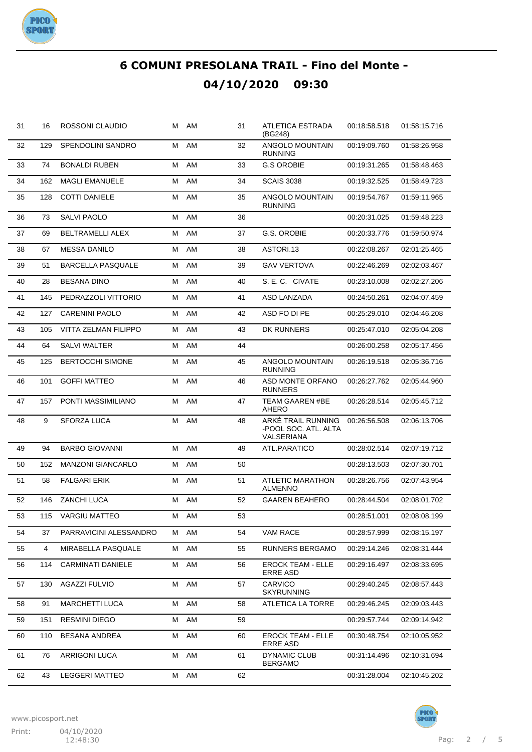# 6 COMUNI PRESOLANA TRAIL - Fino del Monte -

## 04/10/2020 09:30

| | | | | | | | | |
|---|---|---|---|---|---|---|---|---|
| 31 | 16 | ROSSONI CLAUDIO | M | AM | 31 | ATLETICA ESTRADA (BG248) | 00:18:58.518 | 01:58:15.716 |
| 32 | 129 | SPENDOLINI SANDRO | M | AM | 32 | ANGOLO MOUNTAIN RUNNING | 00:19:09.760 | 01:58:26.958 |
| 33 | 74 | BONALDI RUBEN | M | AM | 33 | G.S OROBIE | 00:19:31.265 | 01:58:48.463 |
| 34 | 162 | MAGLI EMANUELE | M | AM | 34 | SCAIS 3038 | 00:19:32.525 | 01:58:49.723 |
| 35 | 128 | COTTI DANIELE | M | AM | 35 | ANGOLO MOUNTAIN RUNNING | 00:19:54.767 | 01:59:11.965 |
| 36 | 73 | SALVI PAOLO | M | AM | 36 | | 00:20:31.025 | 01:59:48.223 |
| 37 | 69 | BELTRAMELLI ALEX | M | AM | 37 | G.S. OROBIE | 00:20:33.776 | 01:59:50.974 |
| 38 | 67 | MESSA DANILO | M | AM | 38 | ASTORI.13 | 00:22:08.267 | 02:01:25.465 |
| 39 | 51 | BARCELLA PASQUALE | M | AM | 39 | GAV VERTOVA | 00:22:46.269 | 02:02:03.467 |
| 40 | 28 | BESANA DINO | M | AM | 40 | S. E. C. CIVATE | 00:23:10.008 | 02:02:27.206 |
| 41 | 145 | PEDRAZZOLI VITTORIO | M | AM | 41 | ASD LANZADA | 00:24:50.261 | 02:04:07.459 |
| 42 | 127 | CARENINI PAOLO | M | AM | 42 | ASD FO DI PE | 00:25:29.010 | 02:04:46.208 |
| 43 | 105 | VITTA ZELMAN FILIPPO | M | AM | 43 | DK RUNNERS | 00:25:47.010 | 02:05:04.208 |
| 44 | 64 | SALVI WALTER | M | AM | 44 | | 00:26:00.258 | 02:05:17.456 |
| 45 | 125 | BERTOCCHI SIMONE | M | AM | 45 | ANGOLO MOUNTAIN RUNNING | 00:26:19.518 | 02:05:36.716 |
| 46 | 101 | GOFFI MATTEO | M | AM | 46 | ASD MONTE ORFANO RUNNERS | 00:26:27.762 | 02:05:44.960 |
| 47 | 157 | PONTI MASSIMILIANO | M | AM | 47 | TEAM GAAREN #BE AHERO | 00:26:28.514 | 02:05:45.712 |
| 48 | 9 | SFORZA LUCA | M | AM | 48 | ARKÈ TRAIL RUNNING -POOL SOC. ATL. ALTA VALSERIANA | 00:26:56.508 | 02:06:13.706 |
| 49 | 94 | BARBO GIOVANNI | M | AM | 49 | ATL.PARATICO | 00:28:02.514 | 02:07:19.712 |
| 50 | 152 | MANZONI GIANCARLO | M | AM | 50 | | 00:28:13.503 | 02:07:30.701 |
| 51 | 58 | FALGARI ERIK | M | AM | 51 | ATLETIC MARATHON ALMENNO | 00:28:26.756 | 02:07:43.954 |
| 52 | 146 | ZANCHI LUCA | M | AM | 52 | GAAREN BEAHERO | 00:28:44.504 | 02:08:01.702 |
| 53 | 115 | VARGIU MATTEO | M | AM | 53 | | 00:28:51.001 | 02:08:08.199 |
| 54 | 37 | PARRAVICINI ALESSANDRO | M | AM | 54 | VAM RACE | 00:28:57.999 | 02:08:15.197 |
| 55 | 4 | MIRABELLA PASQUALE | M | AM | 55 | RUNNERS BERGAMO | 00:29:14.246 | 02:08:31.444 |
| 56 | 114 | CARMINATI DANIELE | M | AM | 56 | EROCK TEAM - ELLE ERRE ASD | 00:29:16.497 | 02:08:33.695 |
| 57 | 130 | AGAZZI FULVIO | M | AM | 57 | CARVICO SKYRUNNING | 00:29:40.245 | 02:08:57.443 |
| 58 | 91 | MARCHETTI LUCA | M | AM | 58 | ATLETICA LA TORRE | 00:29:46.245 | 02:09:03.443 |
| 59 | 151 | RESMINI DIEGO | M | AM | 59 | | 00:29:57.744 | 02:09:14.942 |
| 60 | 110 | BESANA ANDREA | M | AM | 60 | EROCK TEAM - ELLE ERRE ASD | 00:30:48.754 | 02:10:05.952 |
| 61 | 76 | ARRIGONI LUCA | M | AM | 61 | DYNAMIC CLUB BERGAMO | 00:31:14.496 | 02:10:31.694 |
| 62 | 43 | LEGGERI MATTEO | M | AM | 62 | | 00:31:28.004 | 02:10:45.202 |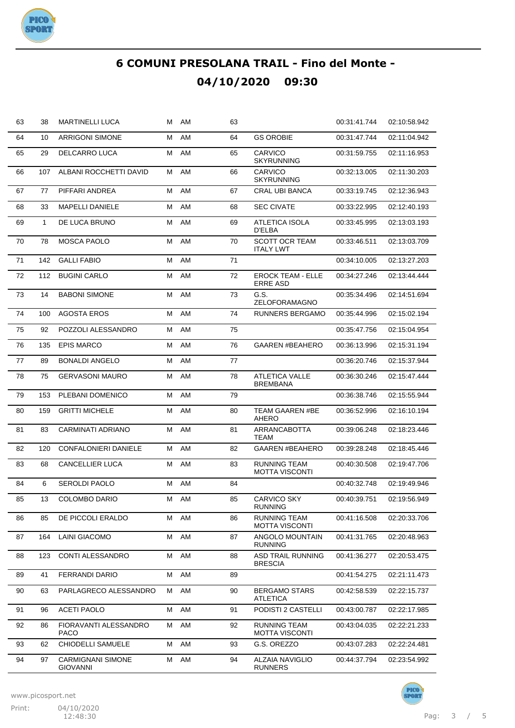# 6 COMUNI PRESOLANA TRAIL - Fino del Monte -

## 04/10/2020 09:30

| | | | | | | | | |
|---|---|---|---|---|---|---|---|---|
| 63 | 38 | MARTINELLI LUCA | M | AM | 63 | | 00:31:41.744 | 02:10:58.942 |
| 64 | 10 | ARRIGONI SIMONE | M | AM | 64 | GS OROBIE | 00:31:47.744 | 02:11:04.942 |
| 65 | 29 | DELCARRO LUCA | M | AM | 65 | CARVICO SKYRUNNING | 00:31:59.755 | 02:11:16.953 |
| 66 | 107 | ALBANI ROCCHETTI DAVID | M | AM | 66 | CARVICO SKYRUNNING | 00:32:13.005 | 02:11:30.203 |
| 67 | 77 | PIFFARI ANDREA | M | AM | 67 | CRAL UBI BANCA | 00:33:19.745 | 02:12:36.943 |
| 68 | 33 | MAPELLI DANIELE | M | AM | 68 | SEC CIVATE | 00:33:22.995 | 02:12:40.193 |
| 69 | 1 | DE LUCA BRUNO | M | AM | 69 | ATLETICA ISOLA D'ELBA | 00:33:45.995 | 02:13:03.193 |
| 70 | 78 | MOSCA PAOLO | M | AM | 70 | SCOTT OCR TEAM ITALY LWT | 00:33:46.511 | 02:13:03.709 |
| 71 | 142 | GALLI FABIO | M | AM | 71 | | 00:34:10.005 | 02:13:27.203 |
| 72 | 112 | BUGINI CARLO | M | AM | 72 | EROCK TEAM - ELLE ERRE ASD | 00:34:27.246 | 02:13:44.444 |
| 73 | 14 | BABONI SIMONE | M | AM | 73 | G.S. ZELOFORAMAGNO | 00:35:34.496 | 02:14:51.694 |
| 74 | 100 | AGOSTA EROS | M | AM | 74 | RUNNERS BERGAMO | 00:35:44.996 | 02:15:02.194 |
| 75 | 92 | POZZOLI ALESSANDRO | M | AM | 75 | | 00:35:47.756 | 02:15:04.954 |
| 76 | 135 | EPIS MARCO | M | AM | 76 | GAAREN #BEAHERO | 00:36:13.996 | 02:15:31.194 |
| 77 | 89 | BONALDI ANGELO | M | AM | 77 | | 00:36:20.746 | 02:15:37.944 |
| 78 | 75 | GERVASONI MAURO | M | AM | 78 | ATLETICA VALLE BREMBANA | 00:36:30.246 | 02:15:47.444 |
| 79 | 153 | PLEBANI DOMENICO | M | AM | 79 | | 00:36:38.746 | 02:15:55.944 |
| 80 | 159 | GRITTI MICHELE | M | AM | 80 | TEAM GAAREN #BE AHERO | 00:36:52.996 | 02:16:10.194 |
| 81 | 83 | CARMINATI ADRIANO | M | AM | 81 | ARRANCABOTTA TEAM | 00:39:06.248 | 02:18:23.446 |
| 82 | 120 | CONFALONIERI DANIELE | M | AM | 82 | GAAREN #BEAHERO | 00:39:28.248 | 02:18:45.446 |
| 83 | 68 | CANCELLIER LUCA | M | AM | 83 | RUNNING TEAM MOTTA VISCONTI | 00:40:30.508 | 02:19:47.706 |
| 84 | 6 | SEROLDI PAOLO | M | AM | 84 | | 00:40:32.748 | 02:19:49.946 |
| 85 | 13 | COLOMBO DARIO | M | AM | 85 | CARVICO SKY RUNNING | 00:40:39.751 | 02:19:56.949 |
| 86 | 85 | DE PICCOLI ERALDO | M | AM | 86 | RUNNING TEAM MOTTA VISCONTI | 00:41:16.508 | 02:20:33.706 |
| 87 | 164 | LAINI GIACOMO | M | AM | 87 | ANGOLO MOUNTAIN RUNNING | 00:41:31.765 | 02:20:48.963 |
| 88 | 123 | CONTI ALESSANDRO | M | AM | 88 | ASD TRAIL RUNNING BRESCIA | 00:41:36.277 | 02:20:53.475 |
| 89 | 41 | FERRANDI DARIO | M | AM | 89 | | 00:41:54.275 | 02:21:11.473 |
| 90 | 63 | PARLAGRECO ALESSANDRO | M | AM | 90 | BERGAMO STARS ATLETICA | 00:42:58.539 | 02:22:15.737 |
| 91 | 96 | ACETI PAOLO | M | AM | 91 | PODISTI 2 CASTELLI | 00:43:00.787 | 02:22:17.985 |
| 92 | 86 | FIORAVANTI ALESSANDRO PACO | M | AM | 92 | RUNNING TEAM MOTTA VISCONTI | 00:43:04.035 | 02:22:21.233 |
| 93 | 62 | CHIODELLI SAMUELE | M | AM | 93 | G.S. OREZZO | 00:43:07.283 | 02:22:24.481 |
| 94 | 97 | CARMIGNANI SIMONE GIOVANNI | M | AM | 94 | ALZAIA NAVIGLIO RUNNERS | 00:44:37.794 | 02:23:54.992 |

www.picosport.net

Print: 04/10/2020 12:48:30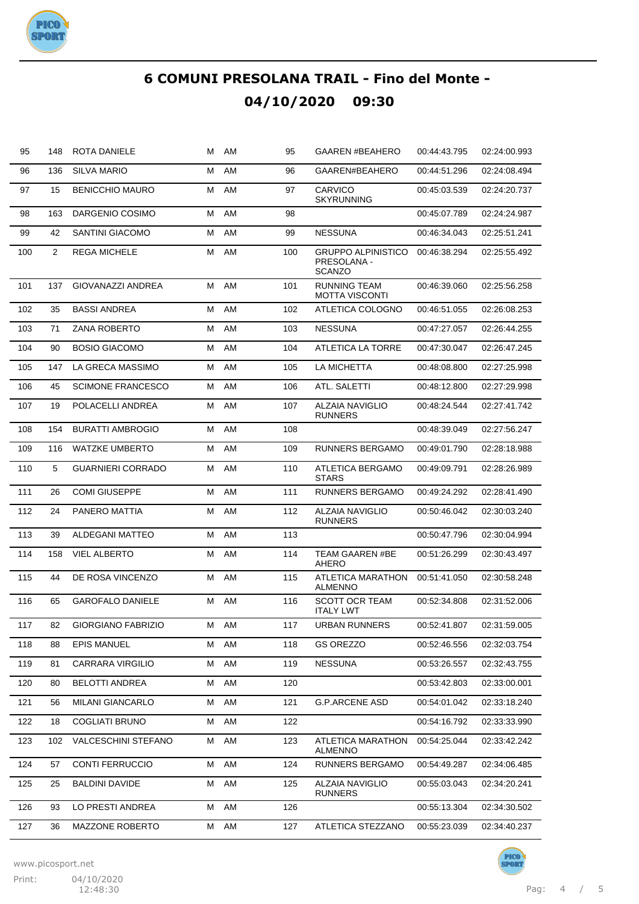# 6 COMUNI PRESOLANA TRAIL - Fino del Monte - 04/10/2020 09:30

| | | | | | | | | |
|---|---|---|---|---|---|---|---|---|
| 95 | 148 | ROTA DANIELE | M | AM | 95 | GAAREN #BEAHERO | 00:44:43.795 | 02:24:00.993 |
| 96 | 136 | SILVA MARIO | M | AM | 96 | GAAREN#BEAHERO | 00:44:51.296 | 02:24:08.494 |
| 97 | 15 | BENICCHIO MAURO | M | AM | 97 | CARVICO SKYRUNNING | 00:45:03.539 | 02:24:20.737 |
| 98 | 163 | DARGENIO COSIMO | M | AM | 98 | | 00:45:07.789 | 02:24:24.987 |
| 99 | 42 | SANTINI GIACOMO | M | AM | 99 | NESSUNA | 00:46:34.043 | 02:25:51.241 |
| 100 | 2 | REGA MICHELE | M | AM | 100 | GRUPPO ALPINISTICO PRESOLANA - SCANZO | 00:46:38.294 | 02:25:55.492 |
| 101 | 137 | GIOVANAZZI ANDREA | M | AM | 101 | RUNNING TEAM MOTTA VISCONTI | 00:46:39.060 | 02:25:56.258 |
| 102 | 35 | BASSI ANDREA | M | AM | 102 | ATLETICA COLOGNO | 00:46:51.055 | 02:26:08.253 |
| 103 | 71 | ZANA ROBERTO | M | AM | 103 | NESSUNA | 00:47:27.057 | 02:26:44.255 |
| 104 | 90 | BOSIO GIACOMO | M | AM | 104 | ATLETICA LA TORRE | 00:47:30.047 | 02:26:47.245 |
| 105 | 147 | LA GRECA MASSIMO | M | AM | 105 | LA MICHETTA | 00:48:08.800 | 02:27:25.998 |
| 106 | 45 | SCIMONE FRANCESCO | M | AM | 106 | ATL. SALETTI | 00:48:12.800 | 02:27:29.998 |
| 107 | 19 | POLACELLI ANDREA | M | AM | 107 | ALZAIA NAVIGLIO RUNNERS | 00:48:24.544 | 02:27:41.742 |
| 108 | 154 | BURATTI AMBROGIO | M | AM | 108 | | 00:48:39.049 | 02:27:56.247 |
| 109 | 116 | WATZKE UMBERTO | M | AM | 109 | RUNNERS BERGAMO | 00:49:01.790 | 02:28:18.988 |
| 110 | 5 | GUARNIERI CORRADO | M | AM | 110 | ATLETICA BERGAMO STARS | 00:49:09.791 | 02:28:26.989 |
| 111 | 26 | COMI GIUSEPPE | M | AM | 111 | RUNNERS BERGAMO | 00:49:24.292 | 02:28:41.490 |
| 112 | 24 | PANERO MATTIA | M | AM | 112 | ALZAIA NAVIGLIO RUNNERS | 00:50:46.042 | 02:30:03.240 |
| 113 | 39 | ALDEGANI MATTEO | M | AM | 113 | | 00:50:47.796 | 02:30:04.994 |
| 114 | 158 | VIEL ALBERTO | M | AM | 114 | TEAM GAAREN #BE AHERO | 00:51:26.299 | 02:30:43.497 |
| 115 | 44 | DE ROSA VINCENZO | M | AM | 115 | ATLETICA MARATHON ALMENNO | 00:51:41.050 | 02:30:58.248 |
| 116 | 65 | GAROFALO DANIELE | M | AM | 116 | SCOTT OCR TEAM ITALY LWT | 00:52:34.808 | 02:31:52.006 |
| 117 | 82 | GIORGIANO FABRIZIO | M | AM | 117 | URBAN RUNNERS | 00:52:41.807 | 02:31:59.005 |
| 118 | 88 | EPIS MANUEL | M | AM | 118 | GS OREZZO | 00:52:46.556 | 02:32:03.754 |
| 119 | 81 | CARRARA VIRGILIO | M | AM | 119 | NESSUNA | 00:53:26.557 | 02:32:43.755 |
| 120 | 80 | BELOTTI ANDREA | M | AM | 120 | | 00:53:42.803 | 02:33:00.001 |
| 121 | 56 | MILANI GIANCARLO | M | AM | 121 | G.P.ARCENE ASD | 00:54:01.042 | 02:33:18.240 |
| 122 | 18 | COGLIATI BRUNO | M | AM | 122 | | 00:54:16.792 | 02:33:33.990 |
| 123 | 102 | VALCESCHINI STEFANO | M | AM | 123 | ATLETICA MARATHON ALMENNO | 00:54:25.044 | 02:33:42.242 |
| 124 | 57 | CONTI FERRUCCIO | M | AM | 124 | RUNNERS BERGAMO | 00:54:49.287 | 02:34:06.485 |
| 125 | 25 | BALDINI DAVIDE | M | AM | 125 | ALZAIA NAVIGLIO RUNNERS | 00:55:03.043 | 02:34:20.241 |
| 126 | 93 | LO PRESTI ANDREA | M | AM | 126 | | 00:55:13.304 | 02:34:30.502 |
| 127 | 36 | MAZZONE ROBERTO | M | AM | 127 | ATLETICA STEZZANO | 00:55:23.039 | 02:34:40.237 |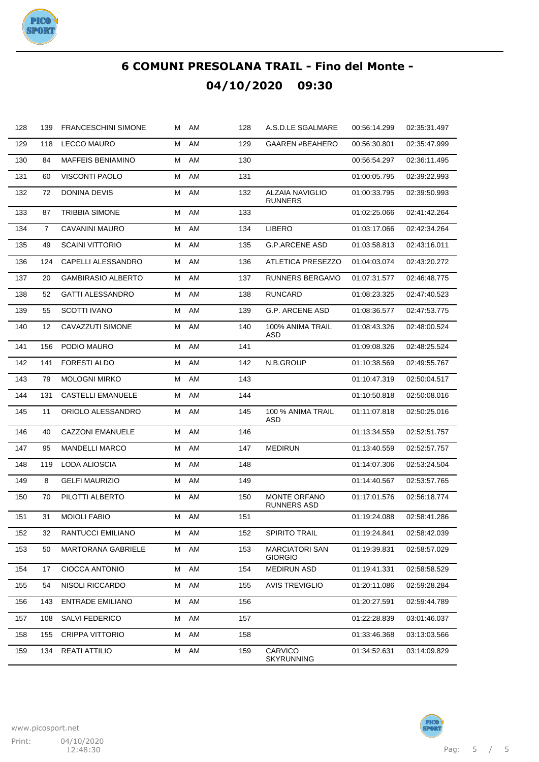# 6 COMUNI PRESOLANA TRAIL - Fino del Monte -

## 04/10/2020 09:30

| | | | | | | | | |
|---|---|---|---|---|---|---|---|---|
| 128 | 139 | FRANCESCHINI SIMONE | M | AM | 128 | A.S.D.LE SGALMARE | 00:56:14.299 | 02:35:31.497 |
| 129 | 118 | LECCO MAURO | M | AM | 129 | GAAREN #BEAHERO | 00:56:30.801 | 02:35:47.999 |
| 130 | 84 | MAFFEIS BENIAMINO | M | AM | 130 | | 00:56:54.297 | 02:36:11.495 |
| 131 | 60 | VISCONTI PAOLO | M | AM | 131 | | 01:00:05.795 | 02:39:22.993 |
| 132 | 72 | DONINA DEVIS | M | AM | 132 | ALZAIA NAVIGLIO RUNNERS | 01:00:33.795 | 02:39:50.993 |
| 133 | 87 | TRIBBIA SIMONE | M | AM | 133 | | 01:02:25.066 | 02:41:42.264 |
| 134 | 7 | CAVANINI MAURO | M | AM | 134 | LIBERO | 01:03:17.066 | 02:42:34.264 |
| 135 | 49 | SCAINI VITTORIO | M | AM | 135 | G.P.ARCENE ASD | 01:03:58.813 | 02:43:16.011 |
| 136 | 124 | CAPELLI ALESSANDRO | M | AM | 136 | ATLETICA PRESEZZO | 01:04:03.074 | 02:43:20.272 |
| 137 | 20 | GAMBIRASIO ALBERTO | M | AM | 137 | RUNNERS BERGAMO | 01:07:31.577 | 02:46:48.775 |
| 138 | 52 | GATTI ALESSANDRO | M | AM | 138 | RUNCARD | 01:08:23.325 | 02:47:40.523 |
| 139 | 55 | SCOTTI IVANO | M | AM | 139 | G.P. ARCENE ASD | 01:08:36.577 | 02:47:53.775 |
| 140 | 12 | CAVAZZUTI SIMONE | M | AM | 140 | 100% ANIMA TRAIL ASD | 01:08:43.326 | 02:48:00.524 |
| 141 | 156 | PODIO MAURO | M | AM | 141 | | 01:09:08.326 | 02:48:25.524 |
| 142 | 141 | FORESTI ALDO | M | AM | 142 | N.B.GROUP | 01:10:38.569 | 02:49:55.767 |
| 143 | 79 | MOLOGNI MIRKO | M | AM | 143 | | 01:10:47.319 | 02:50:04.517 |
| 144 | 131 | CASTELLI EMANUELE | M | AM | 144 | | 01:10:50.818 | 02:50:08.016 |
| 145 | 11 | ORIOLO ALESSANDRO | M | AM | 145 | 100 % ANIMA TRAIL ASD | 01:11:07.818 | 02:50:25.016 |
| 146 | 40 | CAZZONI EMANUELE | M | AM | 146 | | 01:13:34.559 | 02:52:51.757 |
| 147 | 95 | MANDELLI MARCO | M | AM | 147 | MEDIRUN | 01:13:40.559 | 02:52:57.757 |
| 148 | 119 | LODA ALIOSCIA | M | AM | 148 | | 01:14:07.306 | 02:53:24.504 |
| 149 | 8 | GELFI MAURIZIO | M | AM | 149 | | 01:14:40.567 | 02:53:57.765 |
| 150 | 70 | PILOTTI ALBERTO | M | AM | 150 | MONTE ORFANO RUNNERS ASD | 01:17:01.576 | 02:56:18.774 |
| 151 | 31 | MOIOLI FABIO | M | AM | 151 | | 01:19:24.088 | 02:58:41.286 |
| 152 | 32 | RANTUCCI EMILIANO | M | AM | 152 | SPIRITO TRAIL | 01:19:24.841 | 02:58:42.039 |
| 153 | 50 | MARTORANA GABRIELE | M | AM | 153 | MARCIATORI SAN GIORGIO | 01:19:39.831 | 02:58:57.029 |
| 154 | 17 | CIOCCA ANTONIO | M | AM | 154 | MEDIRUN ASD | 01:19:41.331 | 02:58:58.529 |
| 155 | 54 | NISOLI RICCARDO | M | AM | 155 | AVIS TREVIGLIO | 01:20:11.086 | 02:59:28.284 |
| 156 | 143 | ENTRADE EMILIANO | M | AM | 156 | | 01:20:27.591 | 02:59:44.789 |
| 157 | 108 | SALVI FEDERICO | M | AM | 157 | | 01:22:28.839 | 03:01:46.037 |
| 158 | 155 | CRIPPA VITTORIO | M | AM | 158 | | 01:33:46.368 | 03:13:03.566 |
| 159 | 134 | REATI ATTILIO | M | AM | 159 | CARVICO SKYRUNNING | 01:34:52.631 | 03:14:09.829 |

www.picosport.net

Print: 04/10/2020 12:48:30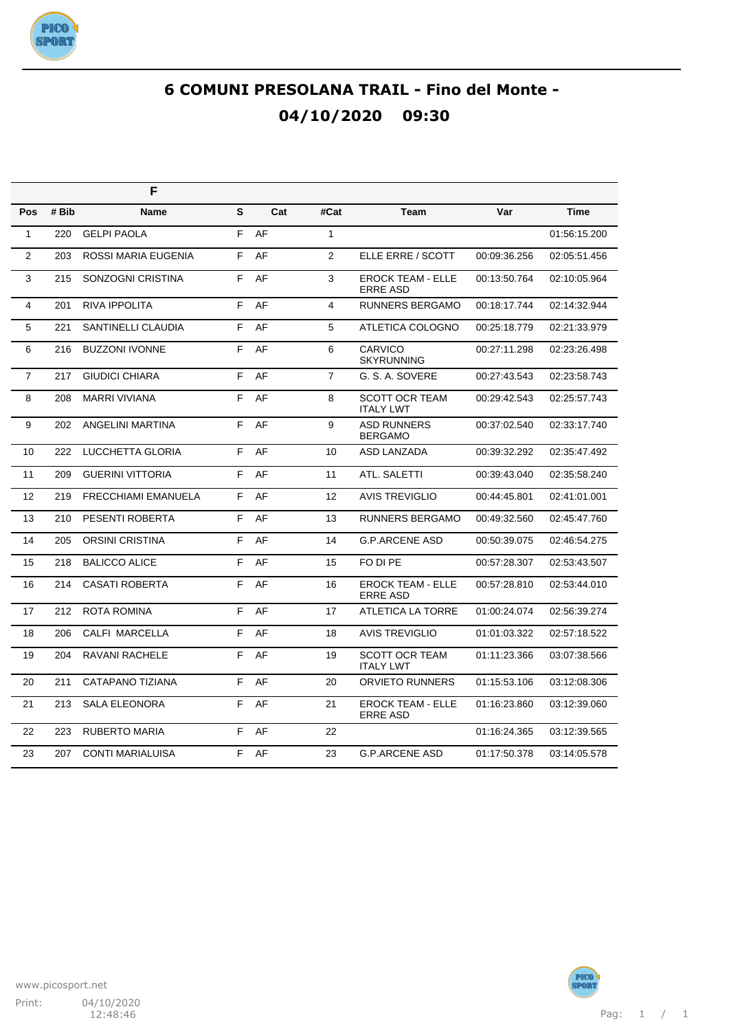# 6 COMUNI PRESOLANA TRAIL - Fino del Monte -

# 04/10/2020 09:30

| F | | | | | | | | |
|---|---|---|---|---|---|---|---|---|
| **Pos** | **# Bib** | **Name** | **S** | **Cat** | **#Cat** | **Team** | **Var** | **Time** |
| 1 | 220 | GELPI PAOLA | F | AF | 1 | | | 01:56:15.200 |
| 2 | 203 | ROSSI MARIA EUGENIA | F | AF | 2 | ELLE ERRE / SCOTT | 00:09:36.256 | 02:05:51.456 |
| 3 | 215 | SONZOGNI CRISTINA | F | AF | 3 | EROCK TEAM - ELLE ERRE ASD | 00:13:50.764 | 02:10:05.964 |
| 4 | 201 | RIVA IPPOLITA | F | AF | 4 | RUNNERS BERGAMO | 00:18:17.744 | 02:14:32.944 |
| 5 | 221 | SANTINELLI CLAUDIA | F | AF | 5 | ATLETICA COLOGNO | 00:25:18.779 | 02:21:33.979 |
| 6 | 216 | BUZZONI IVONNE | F | AF | 6 | CARVICO SKYRUNNING | 00:27:11.298 | 02:23:26.498 |
| 7 | 217 | GIUDICI CHIARA | F | AF | 7 | G. S. A. SOVERE | 00:27:43.543 | 02:23:58.743 |
| 8 | 208 | MARRI VIVIANA | F | AF | 8 | SCOTT OCR TEAM ITALY LWT | 00:29:42.543 | 02:25:57.743 |
| 9 | 202 | ANGELINI MARTINA | F | AF | 9 | ASD RUNNERS BERGAMO | 00:37:02.540 | 02:33:17.740 |
| 10 | 222 | LUCCHETTA GLORIA | F | AF | 10 | ASD LANZADA | 00:39:32.292 | 02:35:47.492 |
| 11 | 209 | GUERINI VITTORIA | F | AF | 11 | ATL. SALETTI | 00:39:43.040 | 02:35:58.240 |
| 12 | 219 | FRECCHIAMI EMANUELA | F | AF | 12 | AVIS TREVIGLIO | 00:44:45.801 | 02:41:01.001 |
| 13 | 210 | PESENTI ROBERTA | F | AF | 13 | RUNNERS BERGAMO | 00:49:32.560 | 02:45:47.760 |
| 14 | 205 | ORSINI CRISTINA | F | AF | 14 | G.P.ARCENE ASD | 00:50:39.075 | 02:46:54.275 |
| 15 | 218 | BALICCO ALICE | F | AF | 15 | FO DI PE | 00:57:28.307 | 02:53:43.507 |
| 16 | 214 | CASATI ROBERTA | F | AF | 16 | EROCK TEAM - ELLE ERRE ASD | 00:57:28.810 | 02:53:44.010 |
| 17 | 212 | ROTA ROMINA | F | AF | 17 | ATLETICA LA TORRE | 01:00:24.074 | 02:56:39.274 |
| 18 | 206 | CALFI MARCELLA | F | AF | 18 | AVIS TREVIGLIO | 01:01:03.322 | 02:57:18.522 |
| 19 | 204 | RAVANI RACHELE | F | AF | 19 | SCOTT OCR TEAM ITALY LWT | 01:11:23.366 | 03:07:38.566 |
| 20 | 211 | CATAPANO TIZIANA | F | AF | 20 | ORVIETO RUNNERS | 01:15:53.106 | 03:12:08.306 |
| 21 | 213 | SALA ELEONORA | F | AF | 21 | EROCK TEAM - ELLE ERRE ASD | 01:16:23.860 | 03:12:39.060 |
| 22 | 223 | RUBERTO MARIA | F | AF | 22 | | 01:16:24.365 | 03:12:39.565 |
| 23 | 207 | CONTI MARIALUISA | F | AF | 23 | G.P.ARCENE ASD | 01:17:50.378 | 03:14:05.578 |

www.picosport.net

Print: 04/10/2020 12:48:46